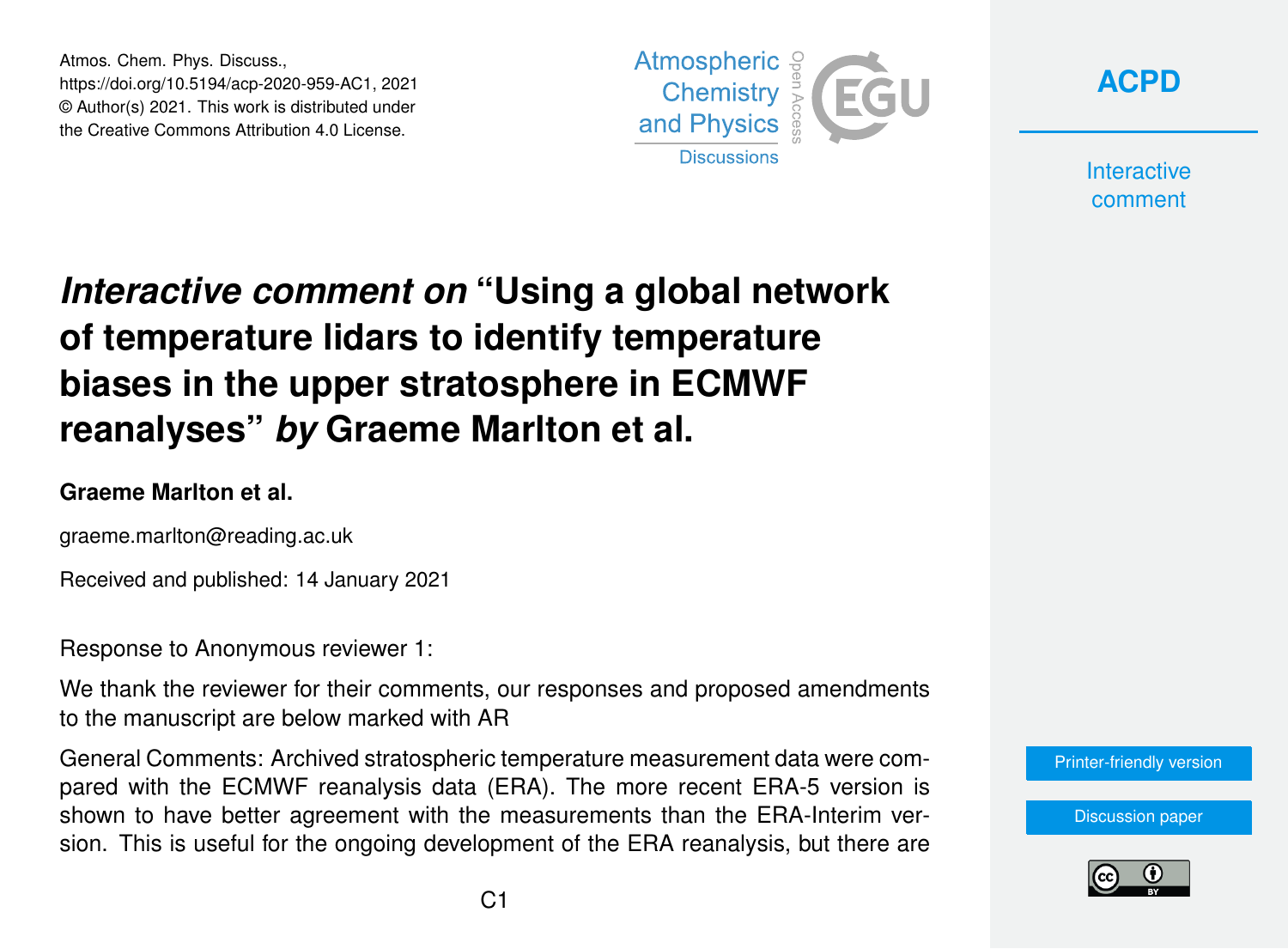Atmos. Chem. Phys. Discuss.,
https://doi.org/10.5194/acp-2020-959-AC1, 2021
© Author(s) 2021. This work is distributed under
the Creative Commons Attribution 4.0 License.

# *Interactive comment on* "Using a global network of temperature lidars to identify temperature biases in the upper stratosphere in ECMWF reanalyses" *by* Graeme Marlton et al.

**Graeme Marlton et al.**

graeme.marlton@reading.ac.uk

Received and published: 14 January 2021

Response to Anonymous reviewer 1:

We thank the reviewer for their comments, our responses and proposed amendments to the manuscript are below marked with AR

General Comments: Archived stratospheric temperature measurement data were compared with the ECMWF reanalysis data (ERA). The more recent ERA-5 version is shown to have better agreement with the measurements than the ERA-Interim version. This is useful for the ongoing development of the ERA reanalysis, but there are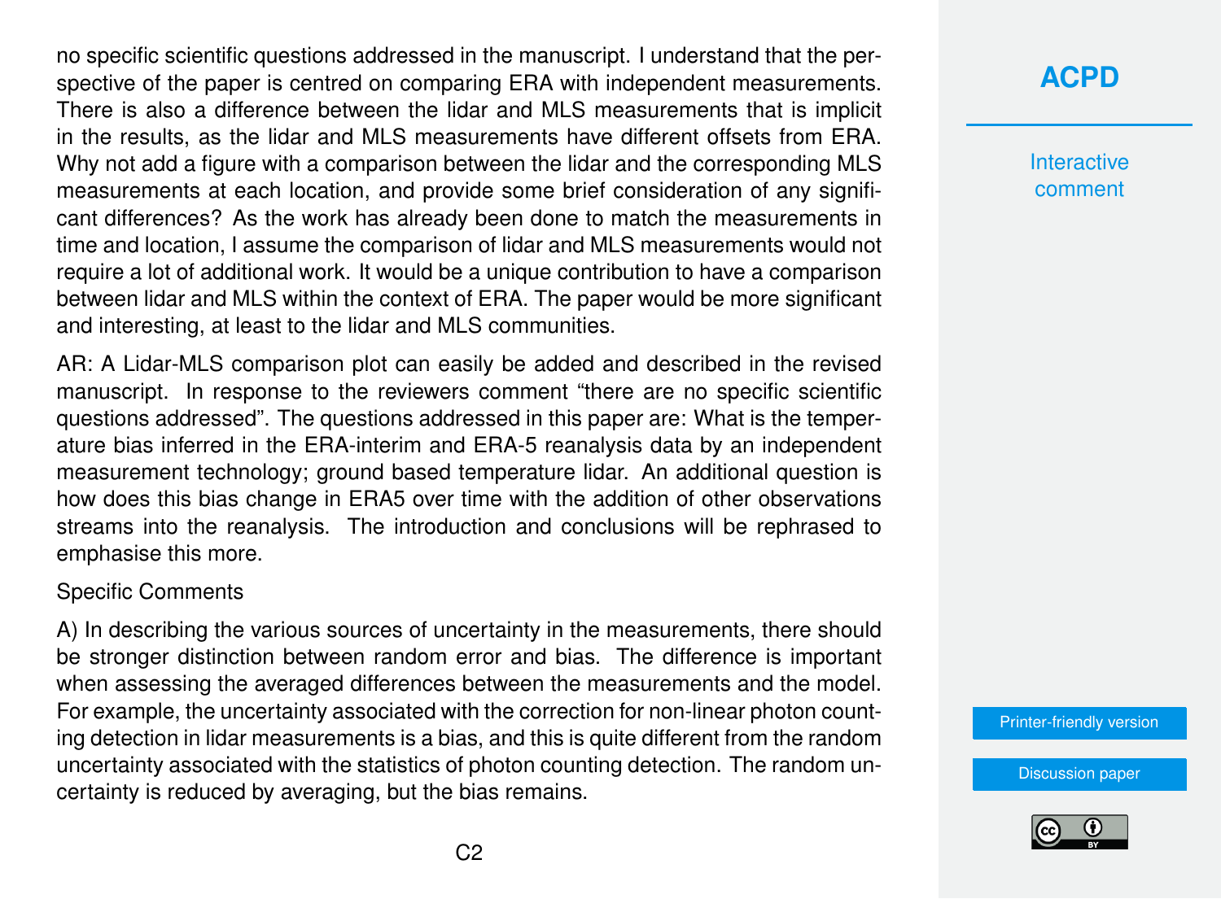no specific scientific questions addressed in the manuscript. I understand that the perspective of the paper is centred on comparing ERA with independent measurements. There is also a difference between the lidar and MLS measurements that is implicit in the results, as the lidar and MLS measurements have different offsets from ERA. Why not add a figure with a comparison between the lidar and the corresponding MLS measurements at each location, and provide some brief consideration of any significant differences? As the work has already been done to match the measurements in time and location, I assume the comparison of lidar and MLS measurements would not require a lot of additional work. It would be a unique contribution to have a comparison between lidar and MLS within the context of ERA. The paper would be more significant and interesting, at least to the lidar and MLS communities.

AR: A Lidar-MLS comparison plot can easily be added and described in the revised manuscript. In response to the reviewers comment “there are no specific scientific questions addressed”. The questions addressed in this paper are: What is the temperature bias inferred in the ERA-interim and ERA-5 reanalysis data by an independent measurement technology; ground based temperature lidar. An additional question is how does this bias change in ERA5 over time with the addition of other observations streams into the reanalysis. The introduction and conclusions will be rephrased to emphasise this more.

Specific Comments

A) In describing the various sources of uncertainty in the measurements, there should be stronger distinction between random error and bias. The difference is important when assessing the averaged differences between the measurements and the model. For example, the uncertainty associated with the correction for non-linear photon counting detection in lidar measurements is a bias, and this is quite different from the random uncertainty associated with the statistics of photon counting detection. The random uncertainty is reduced by averaging, but the bias remains.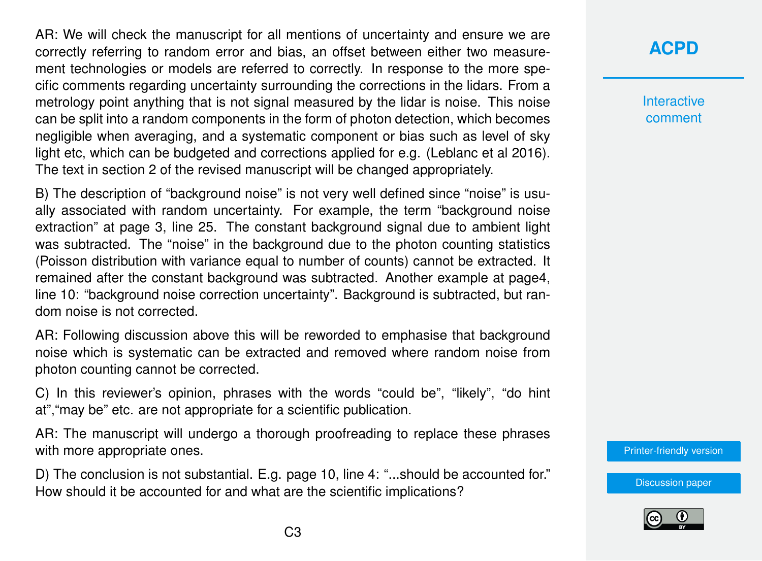AR: We will check the manuscript for all mentions of uncertainty and ensure we are correctly referring to random error and bias, an offset between either two measurement technologies or models are referred to correctly. In response to the more specific comments regarding uncertainty surrounding the corrections in the lidars. From a metrology point anything that is not signal measured by the lidar is noise. This noise can be split into a random components in the form of photon detection, which becomes negligible when averaging, and a systematic component or bias such as level of sky light etc, which can be budgeted and corrections applied for e.g. (Leblanc et al 2016). The text in section 2 of the revised manuscript will be changed appropriately.

B) The description of "background noise" is not very well defined since "noise" is usually associated with random uncertainty. For example, the term "background noise extraction" at page 3, line 25. The constant background signal due to ambient light was subtracted. The "noise" in the background due to the photon counting statistics (Poisson distribution with variance equal to number of counts) cannot be extracted. It remained after the constant background was subtracted. Another example at page4, line 10: "background noise correction uncertainty". Background is subtracted, but random noise is not corrected.

AR: Following discussion above this will be reworded to emphasise that background noise which is systematic can be extracted and removed where random noise from photon counting cannot be corrected.

C) In this reviewer's opinion, phrases with the words "could be", "likely", "do hint at","may be" etc. are not appropriate for a scientific publication.

AR: The manuscript will undergo a thorough proofreading to replace these phrases with more appropriate ones.

D) The conclusion is not substantial. E.g. page 10, line 4: "...should be accounted for." How should it be accounted for and what are the scientific implications?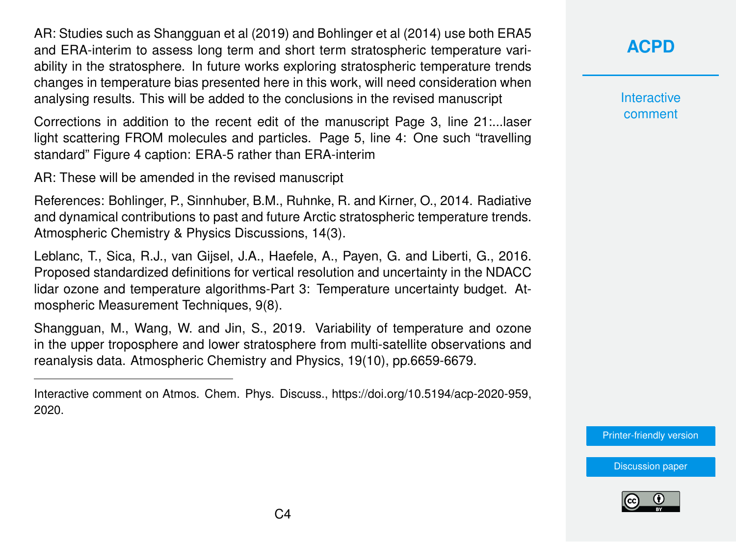AR: Studies such as Shangguan et al (2019) and Bohlinger et al (2014) use both ERA5 and ERA-interim to assess long term and short term stratospheric temperature variability in the stratosphere. In future works exploring stratospheric temperature trends changes in temperature bias presented here in this work, will need consideration when analysing results. This will be added to the conclusions in the revised manuscript

Corrections in addition to the recent edit of the manuscript Page 3, line 21:...laser light scattering FROM molecules and particles. Page 5, line 4: One such "travelling standard" Figure 4 caption: ERA-5 rather than ERA-interim

AR: These will be amended in the revised manuscript

References: Bohlinger, P., Sinnhuber, B.M., Ruhnke, R. and Kirner, O., 2014. Radiative and dynamical contributions to past and future Arctic stratospheric temperature trends. Atmospheric Chemistry & Physics Discussions, 14(3).

Leblanc, T., Sica, R.J., van Gijsel, J.A., Haefele, A., Payen, G. and Liberti, G., 2016. Proposed standardized definitions for vertical resolution and uncertainty in the NDACC lidar ozone and temperature algorithms-Part 3: Temperature uncertainty budget. Atmospheric Measurement Techniques, 9(8).

Shangguan, M., Wang, W. and Jin, S., 2019. Variability of temperature and ozone in the upper troposphere and lower stratosphere from multi-satellite observations and reanalysis data. Atmospheric Chemistry and Physics, 19(10), pp.6659-6679.

---

Interactive comment on Atmos. Chem. Phys. Discuss., https://doi.org/10.5194/acp-2020-959, 2020.